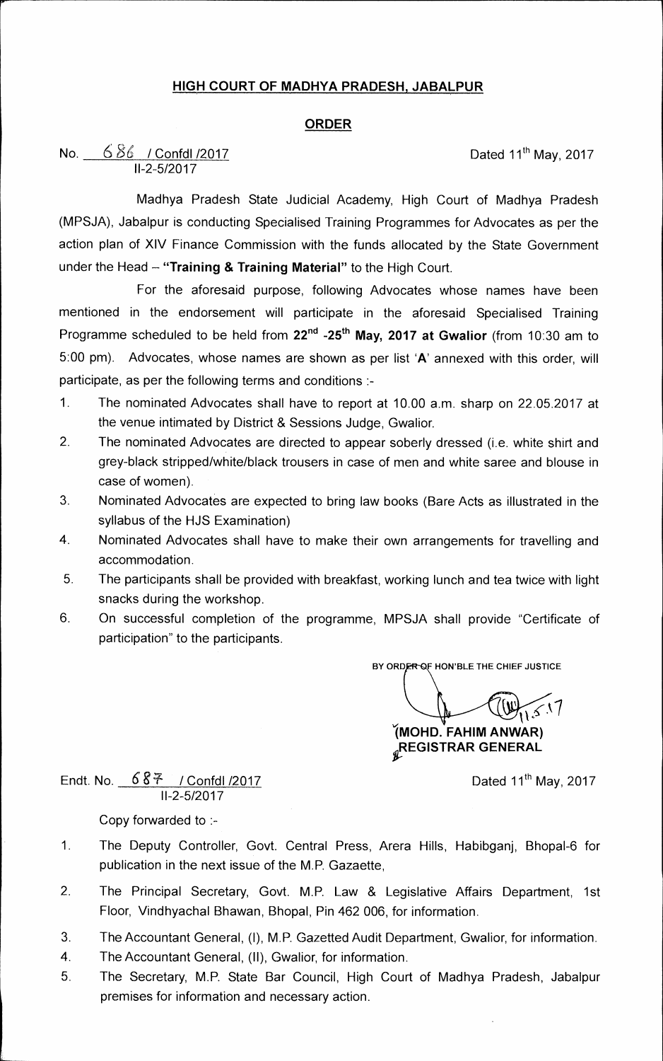## HIGH COURT OF MADHYA PRADESH, JABALPUR

## ORDER

No. 686 / Confdl /2017
II-2-5/2017

Dated 11th May, 2017

Madhya Pradesh State Judicial Academy, High Court of Madhya Pradesh (MPSJA), Jabalpur is conducting Specialised Training Programmes for Advocates as per the action plan of XIV Finance Commission with the funds allocated by the State Government under the Head – **"Training & Training Material"** to the High Court.

For the aforesaid purpose, following Advocates whose names have been mentioned in the endorsement will participate in the aforesaid Specialised Training Programme scheduled to be held from **22nd -25th May, 2017 at Gwalior** (from 10:30 am to 5:00 pm). Advocates, whose names are shown as per list '**A**' annexed with this order, will participate, as per the following terms and conditions :-

1. The nominated Advocates shall have to report at 10.00 a.m. sharp on 22.05.2017 at the venue intimated by District & Sessions Judge, Gwalior.
2. The nominated Advocates are directed to appear soberly dressed (i.e. white shirt and grey-black stripped/white/black trousers in case of men and white saree and blouse in case of women).
3. Nominated Advocates are expected to bring law books (Bare Acts as illustrated in the syllabus of the HJS Examination)
4. Nominated Advocates shall have to make their own arrangements for travelling and accommodation.
5. The participants shall be provided with breakfast, working lunch and tea twice with light snacks during the workshop.
6. On successful completion of the programme, MPSJA shall provide "Certificate of participation" to the participants.

BY ORDER OF HON'BLE THE CHIEF JUSTICE

11.5.17

**(MOHD. FAHIM ANWAR)**
**REGISTRAR GENERAL**

Endt. No. 687 / Confdl /2017
II-2-5/2017

Dated 11th May, 2017

Copy forwarded to :-

1. The Deputy Controller, Govt. Central Press, Arera Hills, Habibganj, Bhopal-6 for publication in the next issue of the M.P. Gazaette,
2. The Principal Secretary, Govt. M.P. Law & Legislative Affairs Department, 1st Floor, Vindhyachal Bhawan, Bhopal, Pin 462 006, for information.
3. The Accountant General, (I), M.P. Gazetted Audit Department, Gwalior, for information.
4. The Accountant General, (II), Gwalior, for information.
5. The Secretary, M.P. State Bar Council, High Court of Madhya Pradesh, Jabalpur premises for information and necessary action.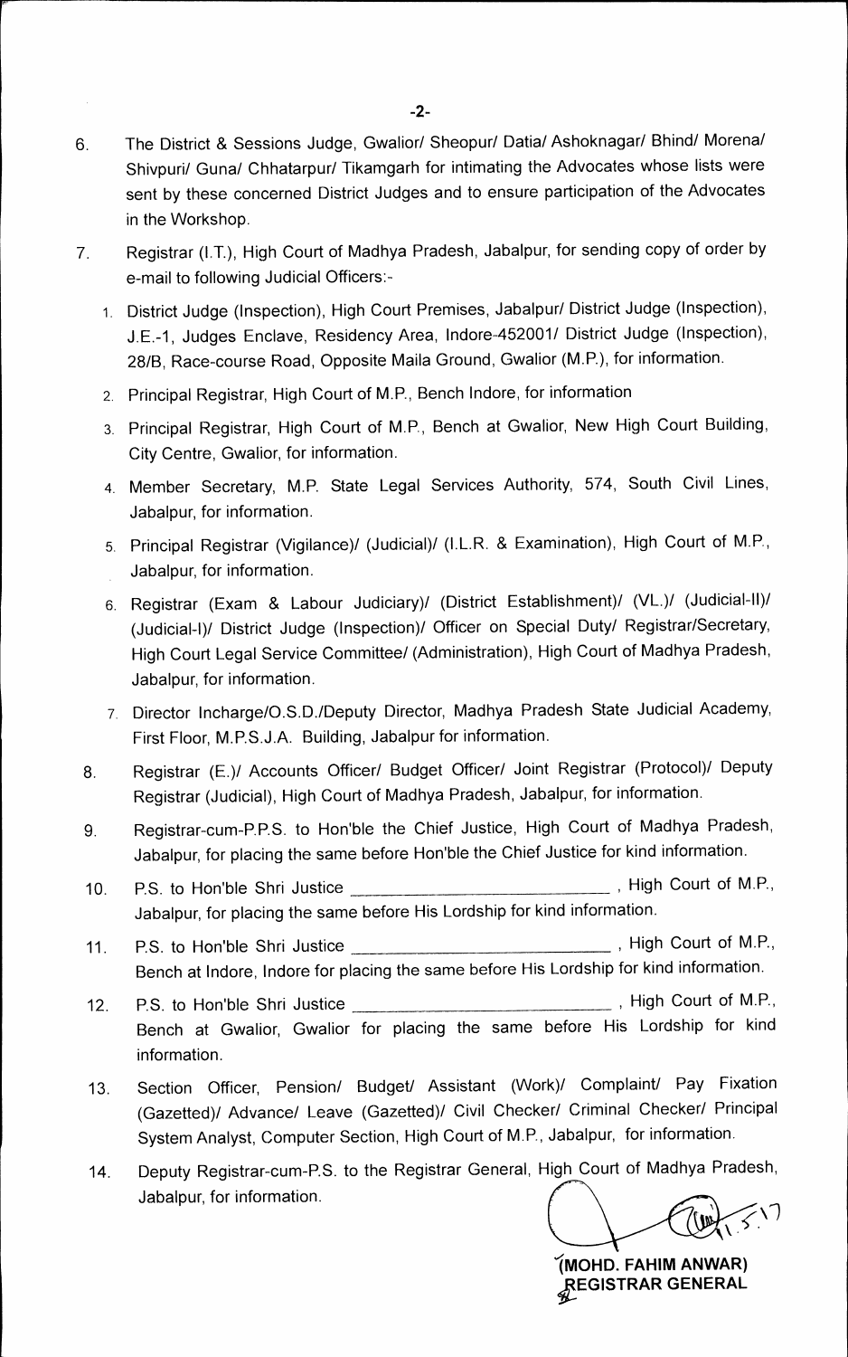6. The District & Sessions Judge, Gwalior/ Sheopur/ Datia/ Ashoknagar/ Bhind/ Morena/ Shivpuri/ Guna/ Chhatarpur/ Tikamgarh for intimating the Advocates whose lists were sent by these concerned District Judges and to ensure participation of the Advocates in the Workshop.

7. Registrar (I.T.), High Court of Madhya Pradesh, Jabalpur, for sending copy of order by e-mail to following Judicial Officers:-

   1. District Judge (Inspection), High Court Premises, Jabalpur/ District Judge (Inspection), J.E.-1, Judges Enclave, Residency Area, Indore-452001/ District Judge (Inspection), 28/B, Race-course Road, Opposite Maila Ground, Gwalior (M.P.), for information.
   2. Principal Registrar, High Court of M.P., Bench Indore, for information
   3. Principal Registrar, High Court of M.P., Bench at Gwalior, New High Court Building, City Centre, Gwalior, for information.
   4. Member Secretary, M.P. State Legal Services Authority, 574, South Civil Lines, Jabalpur, for information.
   5. Principal Registrar (Vigilance)/ (Judicial)/ (I.L.R. & Examination), High Court of M.P., Jabalpur, for information.
   6. Registrar (Exam & Labour Judiciary)/ (District Establishment)/ (VL.)/ (Judicial-II)/ (Judicial-I)/ District Judge (Inspection)/ Officer on Special Duty/ Registrar/Secretary, High Court Legal Service Committee/ (Administration), High Court of Madhya Pradesh, Jabalpur, for information.
   7. Director Incharge/O.S.D./Deputy Director, Madhya Pradesh State Judicial Academy, First Floor, M.P.S.J.A. Building, Jabalpur for information.

8. Registrar (E.)/ Accounts Officer/ Budget Officer/ Joint Registrar (Protocol)/ Deputy Registrar (Judicial), High Court of Madhya Pradesh, Jabalpur, for information.

9. Registrar-cum-P.P.S. to Hon'ble the Chief Justice, High Court of Madhya Pradesh, Jabalpur, for placing the same before Hon'ble the Chief Justice for kind information.

10. P.S. to Hon'ble Shri Justice \_\_\_\_\_\_\_\_\_\_\_\_\_\_\_\_\_\_\_\_\_\_\_\_\_\_\_\_, High Court of M.P., Jabalpur, for placing the same before His Lordship for kind information.

11. P.S. to Hon'ble Shri Justice \_\_\_\_\_\_\_\_\_\_\_\_\_\_\_\_\_\_\_\_\_\_\_\_\_\_\_\_, High Court of M.P., Bench at Indore, Indore for placing the same before His Lordship for kind information.

12. P.S. to Hon'ble Shri Justice \_\_\_\_\_\_\_\_\_\_\_\_\_\_\_\_\_\_\_\_\_\_\_\_\_\_\_\_, High Court of M.P., Bench at Gwalior, Gwalior for placing the same before His Lordship for kind information.

13. Section Officer, Pension/ Budget/ Assistant (Work)/ Complaint/ Pay Fixation (Gazetted)/ Advance/ Leave (Gazetted)/ Civil Checker/ Criminal Checker/ Principal System Analyst, Computer Section, High Court of M.P., Jabalpur, for information.

14. Deputy Registrar-cum-P.S. to the Registrar General, High Court of Madhya Pradesh, Jabalpur, for information.

**(MOHD. FAHIM ANWAR)**
**REGISTRAR GENERAL**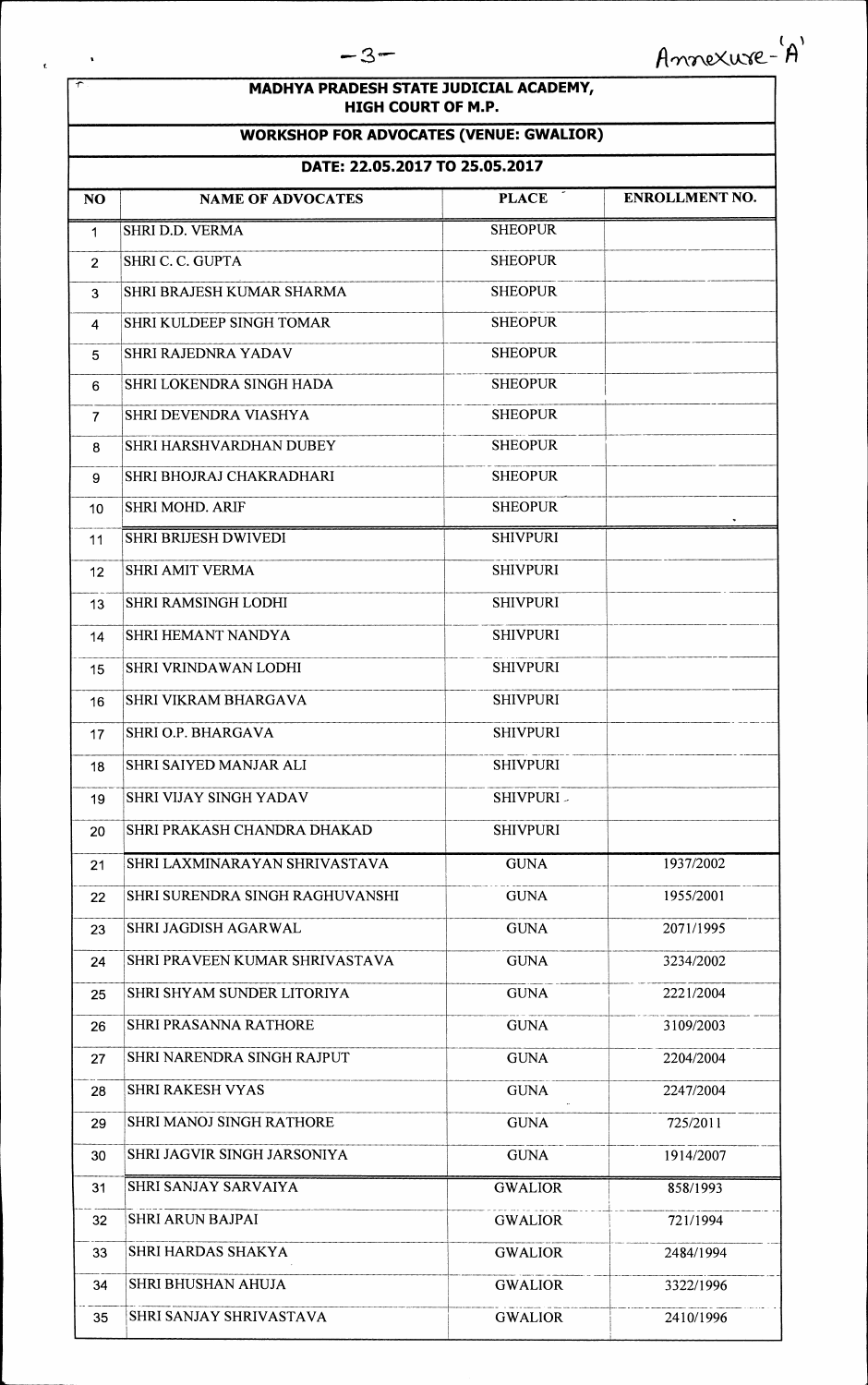Annexure-'A'

# MADHYA PRADESH STATE JUDICIAL ACADEMY, HIGH COURT OF M.P.

## WORKSHOP FOR ADVOCATES (VENUE: GWALIOR)

### DATE: 22.05.2017 TO 25.05.2017

| NO | NAME OF ADVOCATES | PLACE | ENROLLMENT NO. |
|---|---|---|---|
| 1 | SHRI D.D. VERMA | SHEOPUR | |
| 2 | SHRI C. C. GUPTA | SHEOPUR | |
| 3 | SHRI BRAJESH KUMAR SHARMA | SHEOPUR | |
| 4 | SHRI KULDEEP SINGH TOMAR | SHEOPUR | |
| 5 | SHRI RAJEDNRA YADAV | SHEOPUR | |
| 6 | SHRI LOKENDRA SINGH HADA | SHEOPUR | |
| 7 | SHRI DEVENDRA VIASHYA | SHEOPUR | |
| 8 | SHRI HARSHVARDHAN DUBEY | SHEOPUR | |
| 9 | SHRI BHOJRAJ CHAKRADHARI | SHEOPUR | |
| 10 | SHRI MOHD. ARIF | SHEOPUR | |
| 11 | SHRI BRIJESH DWIVEDI | SHIVPURI | |
| 12 | SHRI AMIT VERMA | SHIVPURI | |
| 13 | SHRI RAMSINGH LODHI | SHIVPURI | |
| 14 | SHRI HEMANT NANDYA | SHIVPURI | |
| 15 | SHRI VRINDAWAN LODHI | SHIVPURI | |
| 16 | SHRI VIKRAM BHARGAVA | SHIVPURI | |
| 17 | SHRI O.P. BHARGAVA | SHIVPURI | |
| 18 | SHRI SAIYED MANJAR ALI | SHIVPURI | |
| 19 | SHRI VIJAY SINGH YADAV | SHIVPURI | |
| 20 | SHRI PRAKASH CHANDRA DHAKAD | SHIVPURI | |
| 21 | SHRI LAXMINARAYAN SHRIVASTAVA | GUNA | 1937/2002 |
| 22 | SHRI SURENDRA SINGH RAGHUVANSHI | GUNA | 1955/2001 |
| 23 | SHRI JAGDISH AGARWAL | GUNA | 2071/1995 |
| 24 | SHRI PRAVEEN KUMAR SHRIVASTAVA | GUNA | 3234/2002 |
| 25 | SHRI SHYAM SUNDER LITORIYA | GUNA | 2221/2004 |
| 26 | SHRI PRASANNA RATHORE | GUNA | 3109/2003 |
| 27 | SHRI NARENDRA SINGH RAJPUT | GUNA | 2204/2004 |
| 28 | SHRI RAKESH VYAS | GUNA | 2247/2004 |
| 29 | SHRI MANOJ SINGH RATHORE | GUNA | 725/2011 |
| 30 | SHRI JAGVIR SINGH JARSONIYA | GUNA | 1914/2007 |
| 31 | SHRI SANJAY SARVAIYA | GWALIOR | 858/1993 |
| 32 | SHRI ARUN BAJPAI | GWALIOR | 721/1994 |
| 33 | SHRI HARDAS SHAKYA | GWALIOR | 2484/1994 |
| 34 | SHRI BHUSHAN AHUJA | GWALIOR | 3322/1996 |
| 35 | SHRI SANJAY SHRIVASTAVA | GWALIOR | 2410/1996 |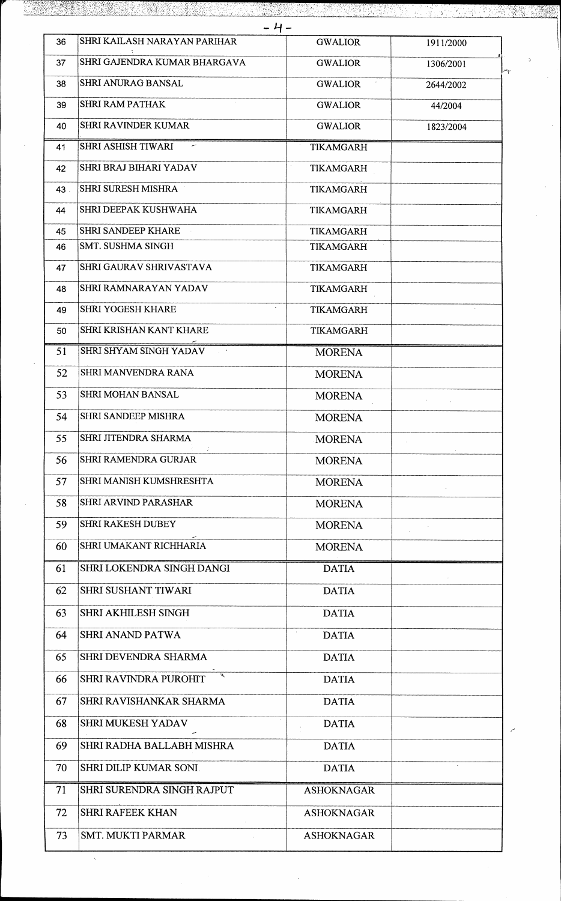| | | | |
|---|---|---|---|
| 36 | SHRI KAILASH NARAYAN PARIHAR | GWALIOR | 1911/2000 |
| 37 | SHRI GAJENDRA KUMAR BHARGAVA | GWALIOR | 1306/2001 |
| 38 | SHRI ANURAG BANSAL | GWALIOR | 2644/2002 |
| 39 | SHRI RAM PATHAK | GWALIOR | 44/2004 |
| 40 | SHRI RAVINDER KUMAR | GWALIOR | 1823/2004 |
| 41 | SHRI ASHISH TIWARI | TIKAMGARH | |
| 42 | SHRI BRAJ BIHARI YADAV | TIKAMGARH | |
| 43 | SHRI SURESH MISHRA | TIKAMGARH | |
| 44 | SHRI DEEPAK KUSHWAHA | TIKAMGARH | |
| 45 | SHRI SANDEEP KHARE | TIKAMGARH | |
| 46 | SMT. SUSHMA SINGH | TIKAMGARH | |
| 47 | SHRI GAURAV SHRIVASTAVA | TIKAMGARH | |
| 48 | SHRI RAMNARAYAN YADAV | TIKAMGARH | |
| 49 | SHRI YOGESH KHARE | TIKAMGARH | |
| 50 | SHRI KRISHAN KANT KHARE | TIKAMGARH | |
| 51 | SHRI SHYAM SINGH YADAV | MORENA | |
| 52 | SHRI MANVENDRA RANA | MORENA | |
| 53 | SHRI MOHAN BANSAL | MORENA | |
| 54 | SHRI SANDEEP MISHRA | MORENA | |
| 55 | SHRI JITENDRA SHARMA | MORENA | |
| 56 | SHRI RAMENDRA GURJAR | MORENA | |
| 57 | SHRI MANISH KUMSHRESHTA | MORENA | |
| 58 | SHRI ARVIND PARASHAR | MORENA | |
| 59 | SHRI RAKESH DUBEY | MORENA | |
| 60 | SHRI UMAKANT RICHHARIA | MORENA | |
| 61 | SHRI LOKENDRA SINGH DANGI | DATIA | |
| 62 | SHRI SUSHANT TIWARI | DATIA | |
| 63 | SHRI AKHILESH SINGH | DATIA | |
| 64 | SHRI ANAND PATWA | DATIA | |
| 65 | SHRI DEVENDRA SHARMA | DATIA | |
| 66 | SHRI RAVINDRA PUROHIT | DATIA | |
| 67 | SHRI RAVISHANKAR SHARMA | DATIA | |
| 68 | SHRI MUKESH YADAV | DATIA | |
| 69 | SHRI RADHA BALLABH MISHRA | DATIA | |
| 70 | SHRI DILIP KUMAR SONI | DATIA | |
| 71 | SHRI SURENDRA SINGH RAJPUT | ASHOKNAGAR | |
| 72 | SHRI RAFEEK KHAN | ASHOKNAGAR | |
| 73 | SMT. MUKTI PARMAR | ASHOKNAGAR | |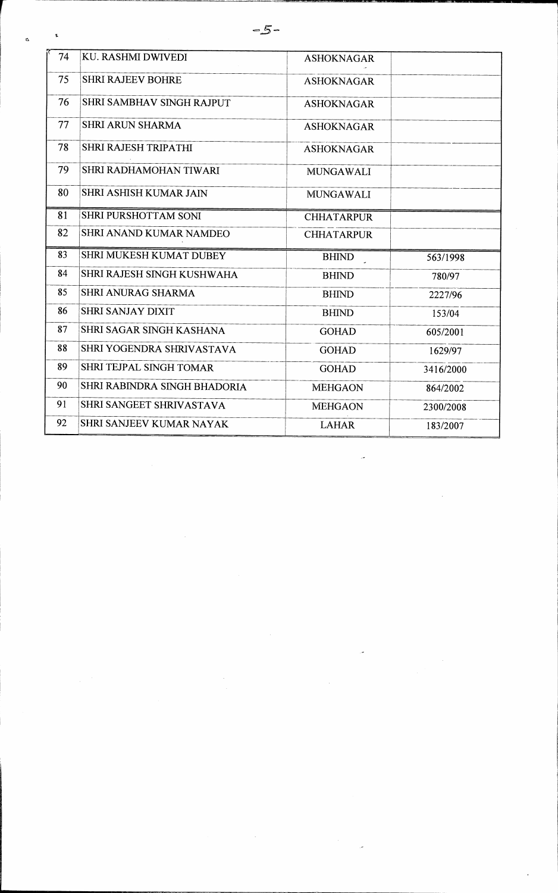| | | | |
|---|---|---|---|
| 74 | KU. RASHMI DWIVEDI | ASHOKNAGAR | |
| 75 | SHRI RAJEEV BOHRE | ASHOKNAGAR | |
| 76 | SHRI SAMBHAV SINGH RAJPUT | ASHOKNAGAR | |
| 77 | SHRI ARUN SHARMA | ASHOKNAGAR | |
| 78 | SHRI RAJESH TRIPATHI | ASHOKNAGAR | |
| 79 | SHRI RADHAMOHAN TIWARI | MUNGAWALI | |
| 80 | SHRI ASHISH KUMAR JAIN | MUNGAWALI | |
| 81 | SHRI PURSHOTTAM SONI | CHHATARPUR | |
| 82 | SHRI ANAND KUMAR NAMDEO | CHHATARPUR | |
| 83 | SHRI MUKESH KUMAT DUBEY | BHIND | 563/1998 |
| 84 | SHRI RAJESH SINGH KUSHWAHA | BHIND | 780/97 |
| 85 | SHRI ANURAG SHARMA | BHIND | 2227/96 |
| 86 | SHRI SANJAY DIXIT | BHIND | 153/04 |
| 87 | SHRI SAGAR SINGH KASHANA | GOHAD | 605/2001 |
| 88 | SHRI YOGENDRA SHRIVASTAVA | GOHAD | 1629/97 |
| 89 | SHRI TEJPAL SINGH TOMAR | GOHAD | 3416/2000 |
| 90 | SHRI RABINDRA SINGH BHADORIA | MEHGAON | 864/2002 |
| 91 | SHRI SANGEET SHRIVASTAVA | MEHGAON | 2300/2008 |
| 92 | SHRI SANJEEV KUMAR NAYAK | LAHAR | 183/2007 |